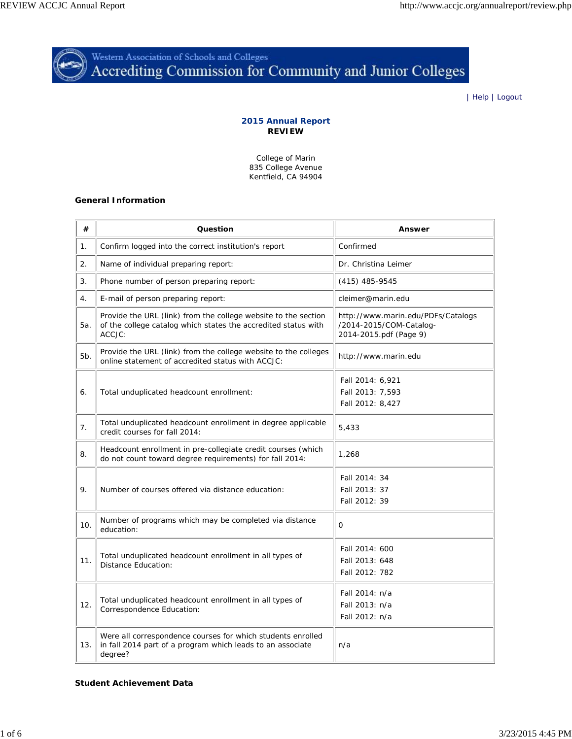Western Association of Schools and Colleges
Accrediting Commission for Community and Junior Colleges

| Help | Logout

## 2015 Annual Report
**REVIEW**

College of Marin
835 College Avenue
Kentfield, CA 94904

### General Information

| # | Question | Answer |
|---|---|---|
| 1. | Confirm logged into the correct institution's report | Confirmed |
| 2. | Name of individual preparing report: | Dr. Christina Leimer |
| 3. | Phone number of person preparing report: | (415) 485-9545 |
| 4. | E-mail of person preparing report: | cleimer@marin.edu |
| 5a. | Provide the URL (link) from the college website to the section of the college catalog which states the accredited status with ACCJC: | http://www.marin.edu/PDFs/Catalogs/2014-2015/COM-Catalog-2014-2015.pdf (Page 9) |
| 5b. | Provide the URL (link) from the college website to the colleges online statement of accredited status with ACCJC: | http://www.marin.edu |
| 6. | Total unduplicated headcount enrollment: | Fall 2014: 6,921<br>Fall 2013: 7,593<br>Fall 2012: 8,427 |
| 7. | Total unduplicated headcount enrollment in degree applicable credit courses for fall 2014: | 5,433 |
| 8. | Headcount enrollment in pre-collegiate credit courses (which do not count toward degree requirements) for fall 2014: | 1,268 |
| 9. | Number of courses offered via distance education: | Fall 2014: 34<br>Fall 2013: 37<br>Fall 2012: 39 |
| 10. | Number of programs which may be completed via distance education: | 0 |
| 11. | Total unduplicated headcount enrollment in all types of Distance Education: | Fall 2014: 600<br>Fall 2013: 648<br>Fall 2012: 782 |
| 12. | Total unduplicated headcount enrollment in all types of Correspondence Education: | Fall 2014: n/a<br>Fall 2013: n/a<br>Fall 2012: n/a |
| 13. | Were all correspondence courses for which students enrolled in fall 2014 part of a program which leads to an associate degree? | n/a |

### Student Achievement Data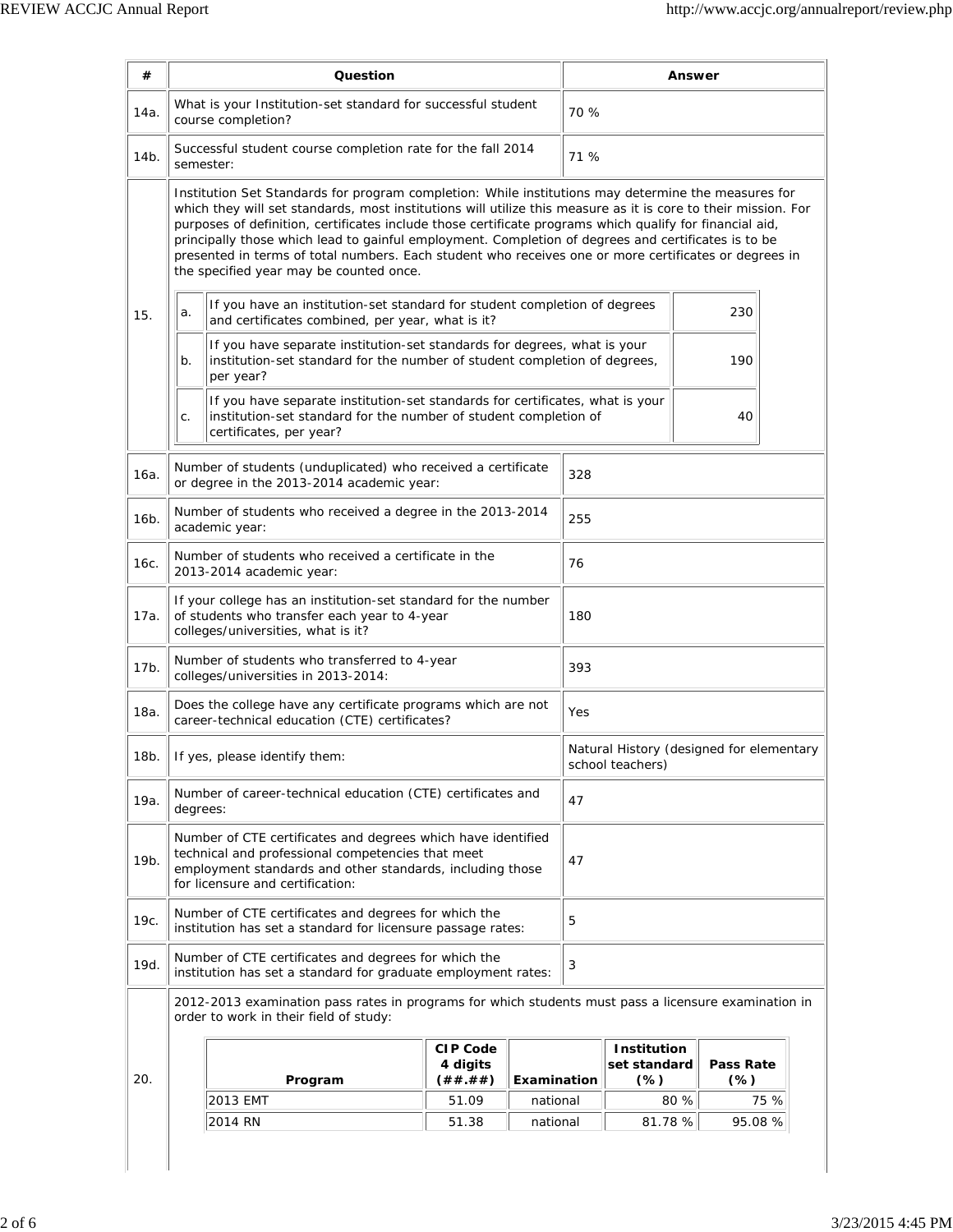| # | Question | Answer |
|---|---|---|
| 14a. | What is your Institution-set standard for successful student course completion? | 70 % |
| 14b. | Successful student course completion rate for the fall 2014 semester: | 71 % |

**15.** Institution Set Standards for program completion: While institutions may determine the measures for which they will set standards, most institutions will utilize this measure as it is core to their mission. For purposes of definition, certificates include those certificate programs which qualify for financial aid, principally those which lead to gainful employment. Completion of degrees and certificates is to be presented in terms of total numbers. Each student who receives one or more certificates or degrees in the specified year may be counted once.

| | | |
|---|---|---|
| a. | If you have an institution-set standard for student completion of degrees and certificates combined, per year, what is it? | 230 |
| b. | If you have separate institution-set standards for degrees, what is your institution-set standard for the number of student completion of degrees, per year? | 190 |
| c. | If you have separate institution-set standards for certificates, what is your institution-set standard for the number of student completion of certificates, per year? | 40 |

| # | Question | Answer |
|---|---|---|
| 16a. | Number of students (unduplicated) who received a certificate or degree in the 2013-2014 academic year: | 328 |
| 16b. | Number of students who received a degree in the 2013-2014 academic year: | 255 |
| 16c. | Number of students who received a certificate in the 2013-2014 academic year: | 76 |
| 17a. | If your college has an institution-set standard for the number of students who transfer each year to 4-year colleges/universities, what is it? | 180 |
| 17b. | Number of students who transferred to 4-year colleges/universities in 2013-2014: | 393 |
| 18a. | Does the college have any certificate programs which are not career-technical education (CTE) certificates? | Yes |
| 18b. | If yes, please identify them: | Natural History (designed for elementary school teachers) |
| 19a. | Number of career-technical education (CTE) certificates and degrees: | 47 |
| 19b. | Number of CTE certificates and degrees which have identified technical and professional competencies that meet employment standards and other standards, including those for licensure and certification: | 47 |
| 19c. | Number of CTE certificates and degrees for which the institution has set a standard for licensure passage rates: | 5 |
| 19d. | Number of CTE certificates and degrees for which the institution has set a standard for graduate employment rates: | 3 |

**20.** 2012-2013 examination pass rates in programs for which students must pass a licensure examination in order to work in their field of study:

| Program | CIP Code 4 digits (##.##) | Examination | Institution set standard (%) | Pass Rate (%) |
|---|---|---|---|---|
| 2013 EMT | 51.09 | national | 80 % | 75 % |
| 2014 RN | 51.38 | national | 81.78 % | 95.08 % |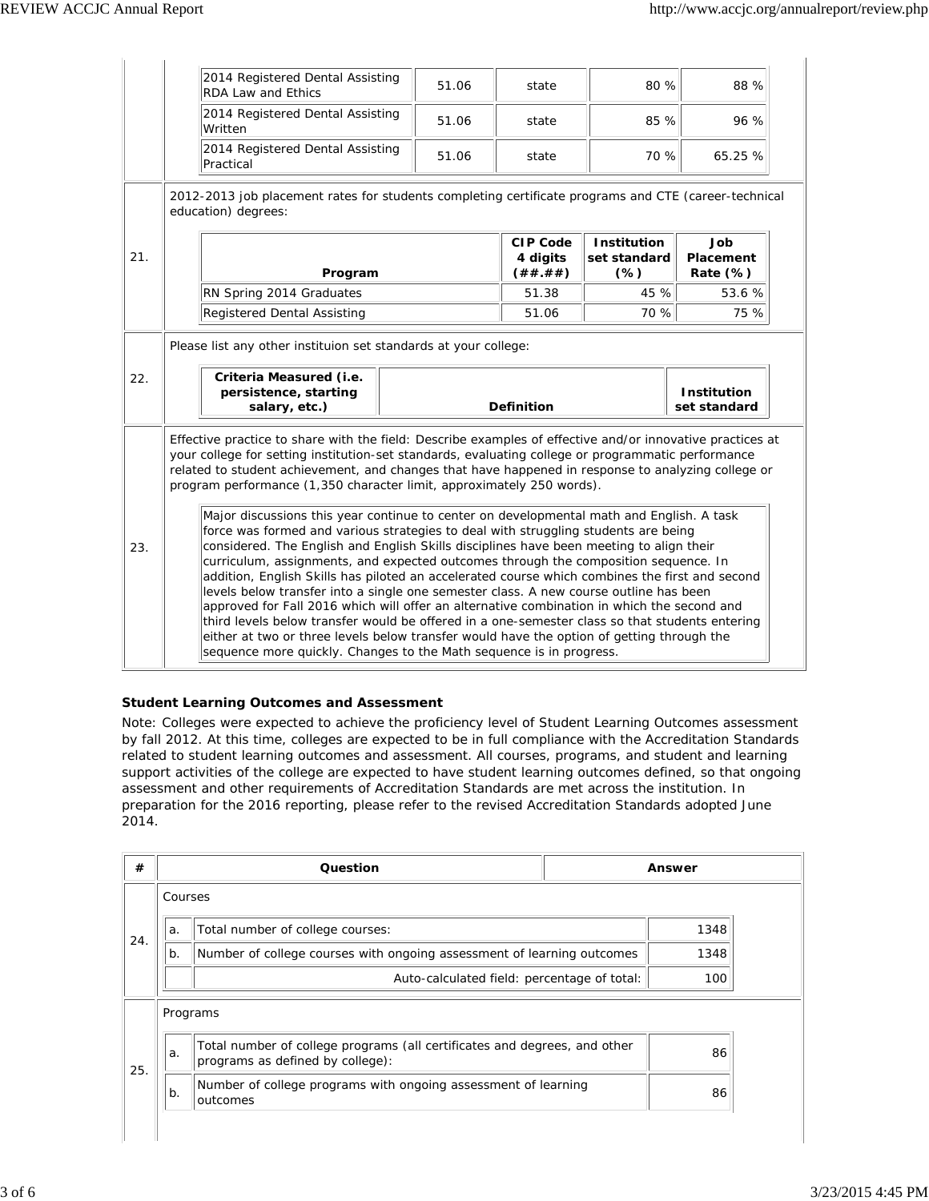| Program | CIP Code | Standard | Institution set standard | Pass Rate |
|---|---|---|---|---|
| 2014 Registered Dental Assisting RDA Law and Ethics | 51.06 | state | 80 % | 88 % |
| 2014 Registered Dental Assisting Written | 51.06 | state | 85 % | 96 % |
| 2014 Registered Dental Assisting Practical | 51.06 | state | 70 % | 65.25 % |

**21.** 2012-2013 job placement rates for students completing certificate programs and CTE (career-technical education) degrees:

| Program | CIP Code 4 digits (##.##) | Institution set standard (%) | Job Placement Rate (%) |
|---|---|---|---|
| RN Spring 2014 Graduates | 51.38 | 45 % | 53.6 % |
| Registered Dental Assisting | 51.06 | 70 % | 75 % |

**22.** Please list any other instituion set standards at your college:

| Criteria Measured (i.e. persistence, starting salary, etc.) | Definition | Institution set standard |
|---|---|---|

**23.** Effective practice to share with the field: Describe examples of effective and/or innovative practices at your college for setting institution-set standards, evaluating college or programmatic performance related to student achievement, and changes that have happened in response to analyzing college or program performance (1,350 character limit, approximately 250 words).

Major discussions this year continue to center on developmental math and English. A task force was formed and various strategies to deal with struggling students are being considered. The English and English Skills disciplines have been meeting to align their curriculum, assignments, and expected outcomes through the composition sequence. In addition, English Skills has piloted an accelerated course which combines the first and second levels below transfer into a single one semester class. A new course outline has been approved for Fall 2016 which will offer an alternative combination in which the second and third levels below transfer would be offered in a one-semester class so that students entering either at two or three levels below transfer would have the option of getting through the sequence more quickly. Changes to the Math sequence is in progress.

## Student Learning Outcomes and Assessment

Note: Colleges were expected to achieve the proficiency level of Student Learning Outcomes assessment by fall 2012. At this time, colleges are expected to be in full compliance with the Accreditation Standards related to student learning outcomes and assessment. All courses, programs, and student and learning support activities of the college are expected to have student learning outcomes defined, so that ongoing assessment and other requirements of Accreditation Standards are met across the institution. In preparation for the 2016 reporting, please refer to the revised Accreditation Standards adopted June 2014.

| # | Question | | Answer |
|---|---|---|---|
| 24. | Courses | | |
| | a. | Total number of college courses: | 1348 |
| | b. | Number of college courses with ongoing assessment of learning outcomes | 1348 |
| | | Auto-calculated field: percentage of total: | 100 |
| 25. | Programs | | |
| | a. | Total number of college programs (all certificates and degrees, and other programs as defined by college): | 86 |
| | b. | Number of college programs with ongoing assessment of learning outcomes | 86 |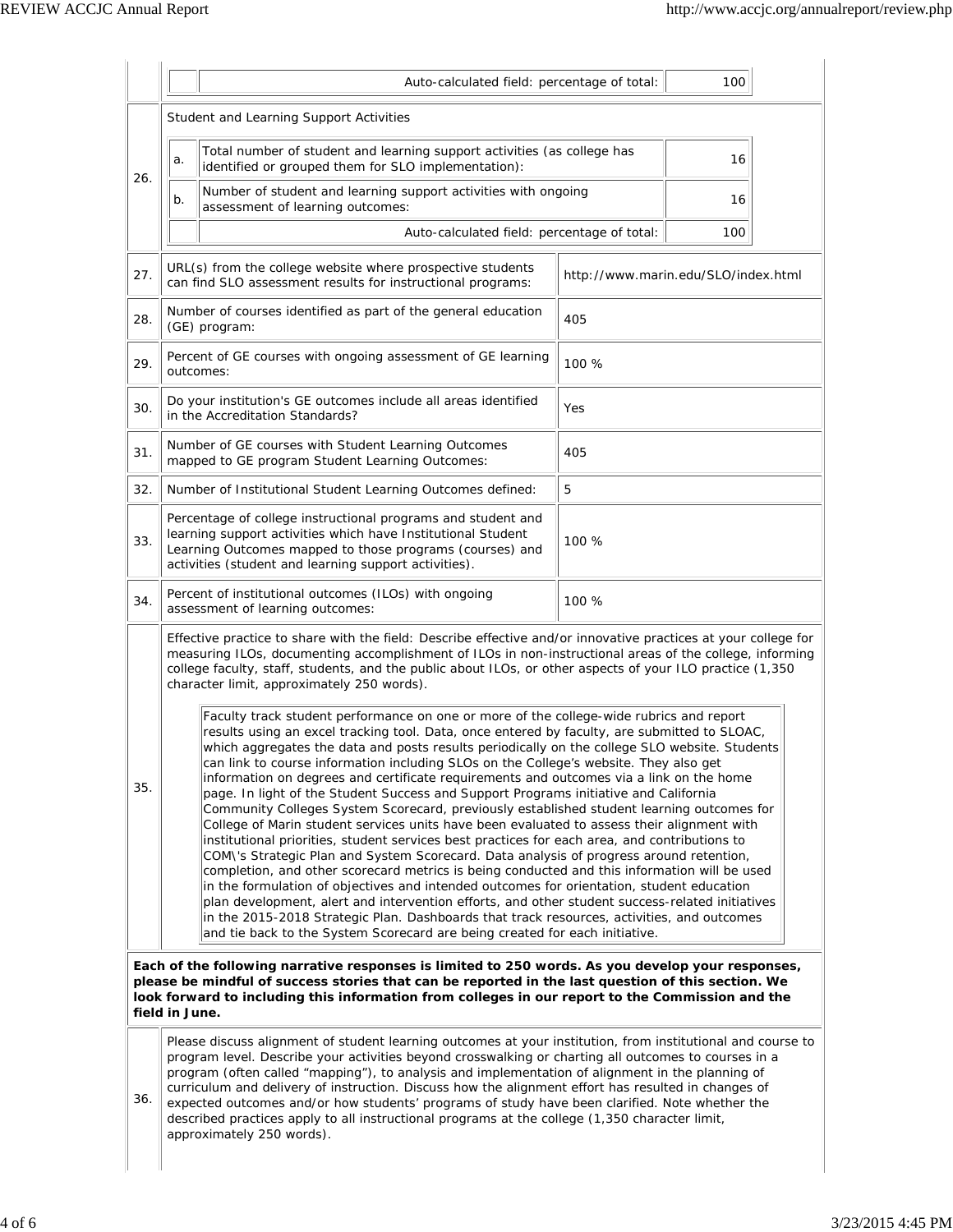| | | | |
|---|---|---|---|
| | | Auto-calculated field: percentage of total: | 100 |

**26.** Student and Learning Support Activities

| | | |
|---|---|---|
| a. | Total number of student and learning support activities (as college has identified or grouped them for SLO implementation): | 16 |
| b. | Number of student and learning support activities with ongoing assessment of learning outcomes: | 16 |
| | Auto-calculated field: percentage of total: | 100 |

| | | |
|---|---|---|
| 27. | URL(s) from the college website where prospective students can find SLO assessment results for instructional programs: | http://www.marin.edu/SLO/index.html |
| 28. | Number of courses identified as part of the general education (GE) program: | 405 |
| 29. | Percent of GE courses with ongoing assessment of GE learning outcomes: | 100 % |
| 30. | Do your institution's GE outcomes include all areas identified in the Accreditation Standards? | Yes |
| 31. | Number of GE courses with Student Learning Outcomes mapped to GE program Student Learning Outcomes: | 405 |
| 32. | Number of Institutional Student Learning Outcomes defined: | 5 |
| 33. | Percentage of college instructional programs and student and learning support activities which have Institutional Student Learning Outcomes mapped to those programs (courses) and activities (student and learning support activities). | 100 % |
| 34. | Percent of institutional outcomes (ILOs) with ongoing assessment of learning outcomes: | 100 % |

**35.** Effective practice to share with the field: Describe effective and/or innovative practices at your college for measuring ILOs, documenting accomplishment of ILOs in non-instructional areas of the college, informing college faculty, staff, students, and the public about ILOs, or other aspects of your ILO practice (1,350 character limit, approximately 250 words).

> Faculty track student performance on one or more of the college-wide rubrics and report results using an excel tracking tool. Data, once entered by faculty, are submitted to SLOAC, which aggregates the data and posts results periodically on the college SLO website. Students can link to course information including SLOs on the College's website. They also get information on degrees and certificate requirements and outcomes via a link on the home page. In light of the Student Success and Support Programs initiative and California Community Colleges System Scorecard, previously established student learning outcomes for College of Marin student services units have been evaluated to assess their alignment with institutional priorities, student services best practices for each area, and contributions to COM\'s Strategic Plan and System Scorecard. Data analysis of progress around retention, completion, and other scorecard metrics is being conducted and this information will be used in the formulation of objectives and intended outcomes for orientation, student education plan development, alert and intervention efforts, and other student success-related initiatives in the 2015-2018 Strategic Plan. Dashboards that track resources, activities, and outcomes and tie back to the System Scorecard are being created for each initiative.

**Each of the following narrative responses is limited to 250 words. As you develop your responses, please be mindful of success stories that can be reported in the last question of this section. We look forward to including this information from colleges in our report to the Commission and the field in June.**

**36.** Please discuss alignment of student learning outcomes at your institution, from institutional and course to program level. Describe your activities beyond crosswalking or charting all outcomes to courses in a program (often called "mapping"), to analysis and implementation of alignment in the planning of curriculum and delivery of instruction. Discuss how the alignment effort has resulted in changes of expected outcomes and/or how students' programs of study have been clarified. Note whether the described practices apply to all instructional programs at the college (1,350 character limit, approximately 250 words).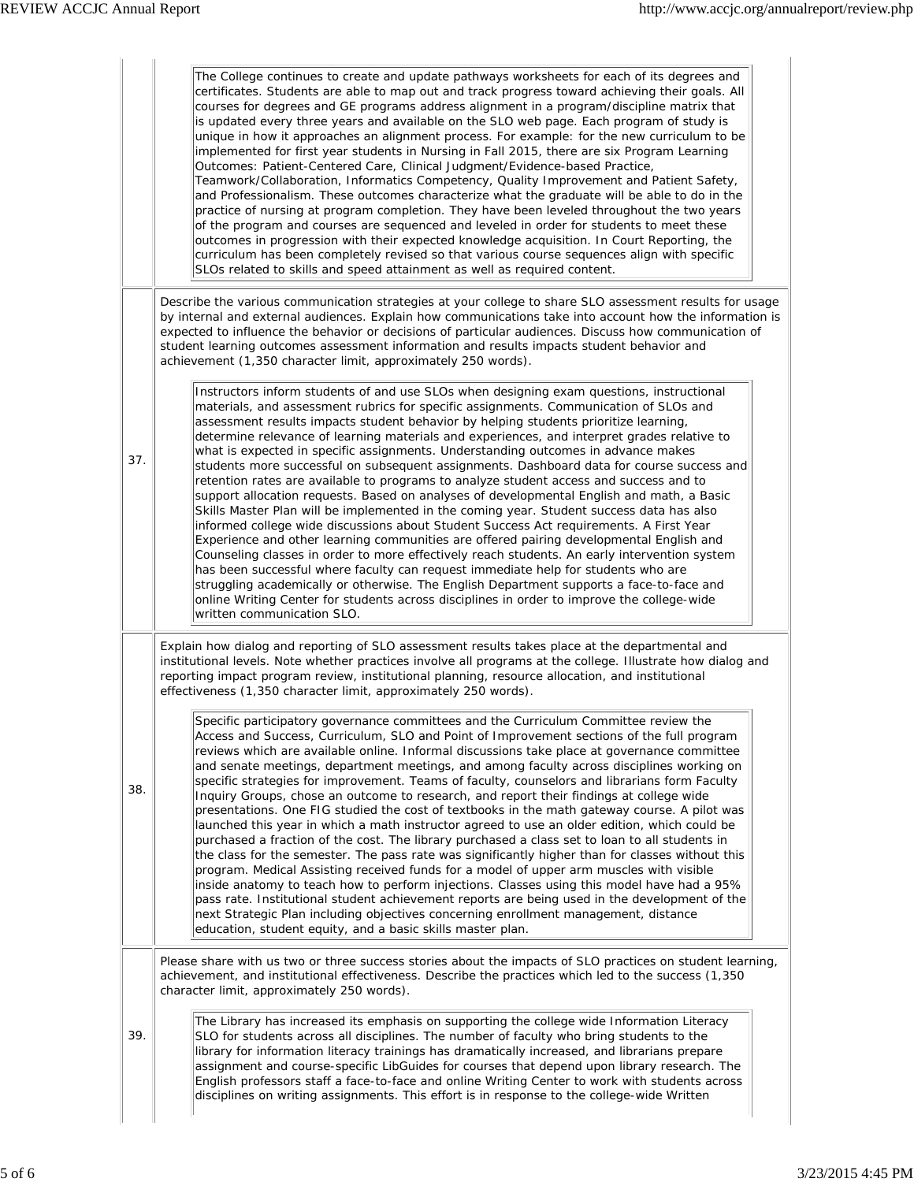The College continues to create and update pathways worksheets for each of its degrees and certificates. Students are able to map out and track progress toward achieving their goals. All courses for degrees and GE programs address alignment in a program/discipline matrix that is updated every three years and available on the SLO web page. Each program of study is unique in how it approaches an alignment process. For example: for the new curriculum to be implemented for first year students in Nursing in Fall 2015, there are six Program Learning Outcomes: Patient-Centered Care, Clinical Judgment/Evidence-based Practice, Teamwork/Collaboration, Informatics Competency, Quality Improvement and Patient Safety, and Professionalism. These outcomes characterize what the graduate will be able to do in the practice of nursing at program completion. They have been leveled throughout the two years of the program and courses are sequenced and leveled in order for students to meet these outcomes in progression with their expected knowledge acquisition. In Court Reporting, the curriculum has been completely revised so that various course sequences align with specific SLOs related to skills and speed attainment as well as required content.

**37.** Describe the various communication strategies at your college to share SLO assessment results for usage by internal and external audiences. Explain how communications take into account how the information is expected to influence the behavior or decisions of particular audiences. Discuss how communication of student learning outcomes assessment information and results impacts student behavior and achievement (1,350 character limit, approximately 250 words).

Instructors inform students of and use SLOs when designing exam questions, instructional materials, and assessment rubrics for specific assignments. Communication of SLOs and assessment results impacts student behavior by helping students prioritize learning, determine relevance of learning materials and experiences, and interpret grades relative to what is expected in specific assignments. Understanding outcomes in advance makes students more successful on subsequent assignments. Dashboard data for course success and retention rates are available to programs to analyze student access and success and to support allocation requests. Based on analyses of developmental English and math, a Basic Skills Master Plan will be implemented in the coming year. Student success data has also informed college wide discussions about Student Success Act requirements. A First Year Experience and other learning communities are offered pairing developmental English and Counseling classes in order to more effectively reach students. An early intervention system has been successful where faculty can request immediate help for students who are struggling academically or otherwise. The English Department supports a face-to-face and online Writing Center for students across disciplines in order to improve the college-wide written communication SLO.

**38.** Explain how dialog and reporting of SLO assessment results takes place at the departmental and institutional levels. Note whether practices involve all programs at the college. Illustrate how dialog and reporting impact program review, institutional planning, resource allocation, and institutional effectiveness (1,350 character limit, approximately 250 words).

Specific participatory governance committees and the Curriculum Committee review the Access and Success, Curriculum, SLO and Point of Improvement sections of the full program reviews which are available online. Informal discussions take place at governance committee and senate meetings, department meetings, and among faculty across disciplines working on specific strategies for improvement. Teams of faculty, counselors and librarians form Faculty Inquiry Groups, chose an outcome to research, and report their findings at college wide presentations. One FIG studied the cost of textbooks in the math gateway course. A pilot was launched this year in which a math instructor agreed to use an older edition, which could be purchased a fraction of the cost. The library purchased a class set to loan to all students in the class for the semester. The pass rate was significantly higher than for classes without this program. Medical Assisting received funds for a model of upper arm muscles with visible inside anatomy to teach how to perform injections. Classes using this model have had a 95% pass rate. Institutional student achievement reports are being used in the development of the next Strategic Plan including objectives concerning enrollment management, distance education, student equity, and a basic skills master plan.

**39.** Please share with us two or three success stories about the impacts of SLO practices on student learning, achievement, and institutional effectiveness. Describe the practices which led to the success (1,350 character limit, approximately 250 words).

The Library has increased its emphasis on supporting the college wide Information Literacy SLO for students across all disciplines. The number of faculty who bring students to the library for information literacy trainings has dramatically increased, and librarians prepare assignment and course-specific LibGuides for courses that depend upon library research. The English professors staff a face-to-face and online Writing Center to work with students across disciplines on writing assignments. This effort is in response to the college-wide Written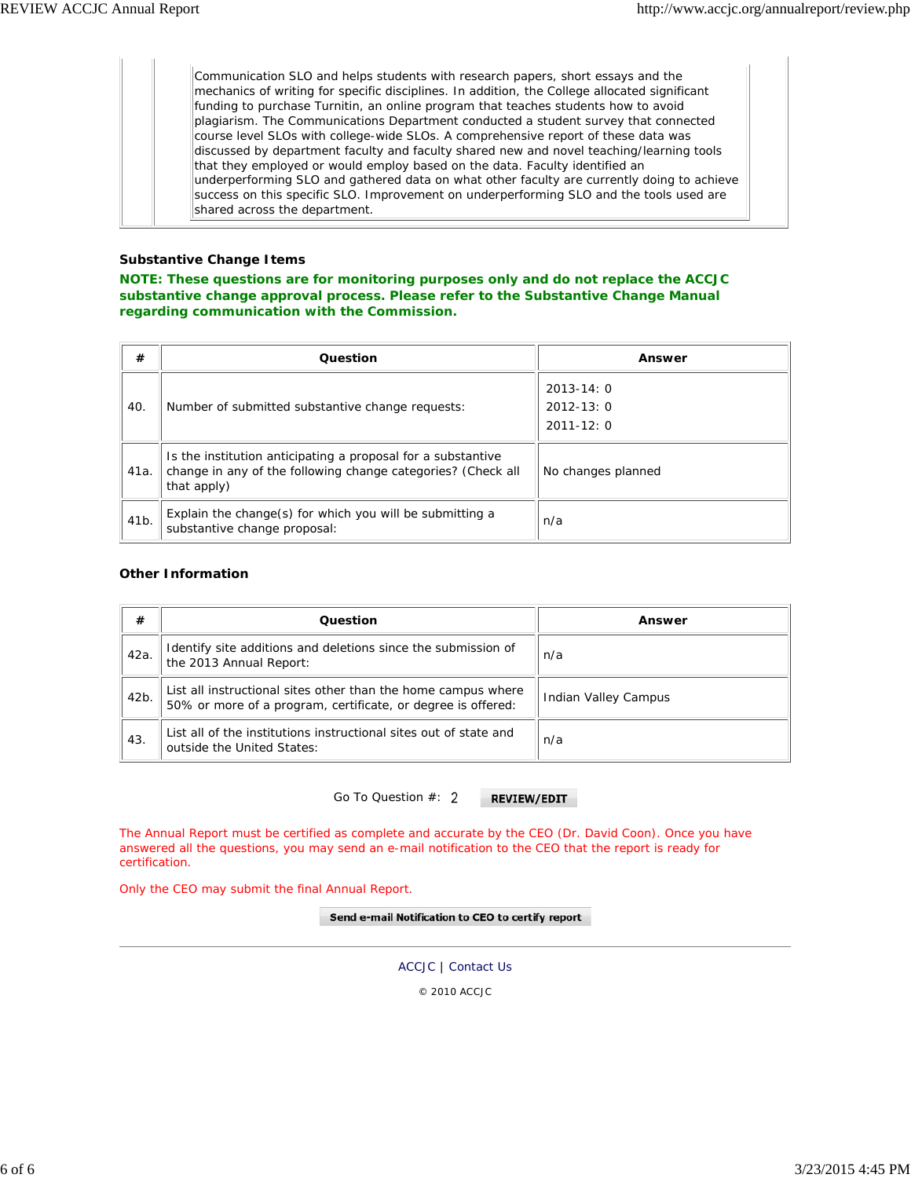Communication SLO and helps students with research papers, short essays and the mechanics of writing for specific disciplines. In addition, the College allocated significant funding to purchase Turnitin, an online program that teaches students how to avoid plagiarism. The Communications Department conducted a student survey that connected course level SLOs with college-wide SLOs. A comprehensive report of these data was discussed by department faculty and faculty shared new and novel teaching/learning tools that they employed or would employ based on the data. Faculty identified an underperforming SLO and gathered data on what other faculty are currently doing to achieve success on this specific SLO. Improvement on underperforming SLO and the tools used are shared across the department.

**Substantive Change Items**

**NOTE: These questions are for monitoring purposes only and do not replace the ACCJC substantive change approval process. Please refer to the Substantive Change Manual regarding communication with the Commission.**

| # | Question | Answer |
|---|---|---|
| 40. | Number of submitted substantive change requests: | 2013-14: 0<br>2012-13: 0<br>2011-12: 0 |
| 41a. | Is the institution anticipating a proposal for a substantive change in any of the following change categories? (Check all that apply) | No changes planned |
| 41b. | Explain the change(s) for which you will be submitting a substantive change proposal: | n/a |

**Other Information**

| # | Question | Answer |
|---|---|---|
| 42a. | Identify site additions and deletions since the submission of the 2013 Annual Report: | n/a |
| 42b. | List all instructional sites other than the home campus where 50% or more of a program, certificate, or degree is offered: | Indian Valley Campus |
| 43. | List all of the institutions instructional sites out of state and outside the United States: | n/a |

Go To Question #: 2 REVIEW/EDIT

The Annual Report must be certified as complete and accurate by the CEO (Dr. David Coon). Once you have answered all the questions, you may send an e-mail notification to the CEO that the report is ready for certification.

Only the CEO may submit the final Annual Report.

Send e-mail Notification to CEO to certify report

ACCJC | Contact Us

© 2010 ACCJC